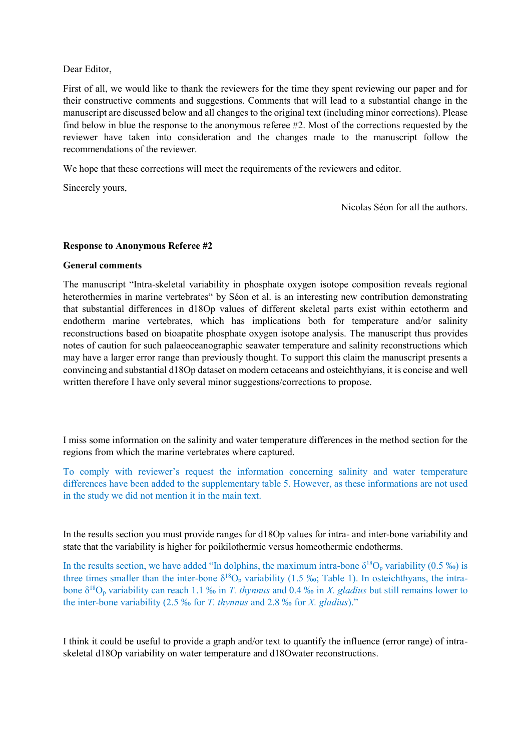Dear Editor,

First of all, we would like to thank the reviewers for the time they spent reviewing our paper and for their constructive comments and suggestions. Comments that will lead to a substantial change in the manuscript are discussed below and all changes to the original text (including minor corrections). Please find below in blue the response to the anonymous referee #2. Most of the corrections requested by the reviewer have taken into consideration and the changes made to the manuscript follow the recommendations of the reviewer.

We hope that these corrections will meet the requirements of the reviewers and editor.

Sincerely yours,

Nicolas Séon for all the authors.

**Response to Anonymous Referee #2**

**General comments**

The manuscript "Intra-skeletal variability in phosphate oxygen isotope composition reveals regional heterothermies in marine vertebrates" by Séon et al. is an interesting new contribution demonstrating that substantial differences in d18Op values of different skeletal parts exist within ectotherm and endotherm marine vertebrates, which has implications both for temperature and/or salinity reconstructions based on bioapatite phosphate oxygen isotope analysis. The manuscript thus provides notes of caution for such palaeoceanographic seawater temperature and salinity reconstructions which may have a larger error range than previously thought. To support this claim the manuscript presents a convincing and substantial d18Op dataset on modern cetaceans and osteichthyians, it is concise and well written therefore I have only several minor suggestions/corrections to propose.

I miss some information on the salinity and water temperature differences in the method section for the regions from which the marine vertebrates where captured.

To comply with reviewer's request the information concerning salinity and water temperature differences have been added to the supplementary table 5. However, as these informations are not used in the study we did not mention it in the main text.

In the results section you must provide ranges for d18Op values for intra- and inter-bone variability and state that the variability is higher for poikilothermic versus homeothermic endotherms.

In the results section, we have added "In dolphins, the maximum intra-bone $\delta^{18}O_p$ variability (0.5 ‰) is three times smaller than the inter-bone $\delta^{18}O_p$ variability (1.5 ‰; Table 1). In osteichthyans, the intra-bone $\delta^{18}O_p$ variability can reach 1.1 ‰ in *T. thynnus* and 0.4 ‰ in *X. gladius* but still remains lower to the inter-bone variability (2.5 ‰ for *T. thynnus* and 2.8 ‰ for *X. gladius*)."

I think it could be useful to provide a graph and/or text to quantify the influence (error range) of intra-skeletal d18Op variability on water temperature and d18Owater reconstructions.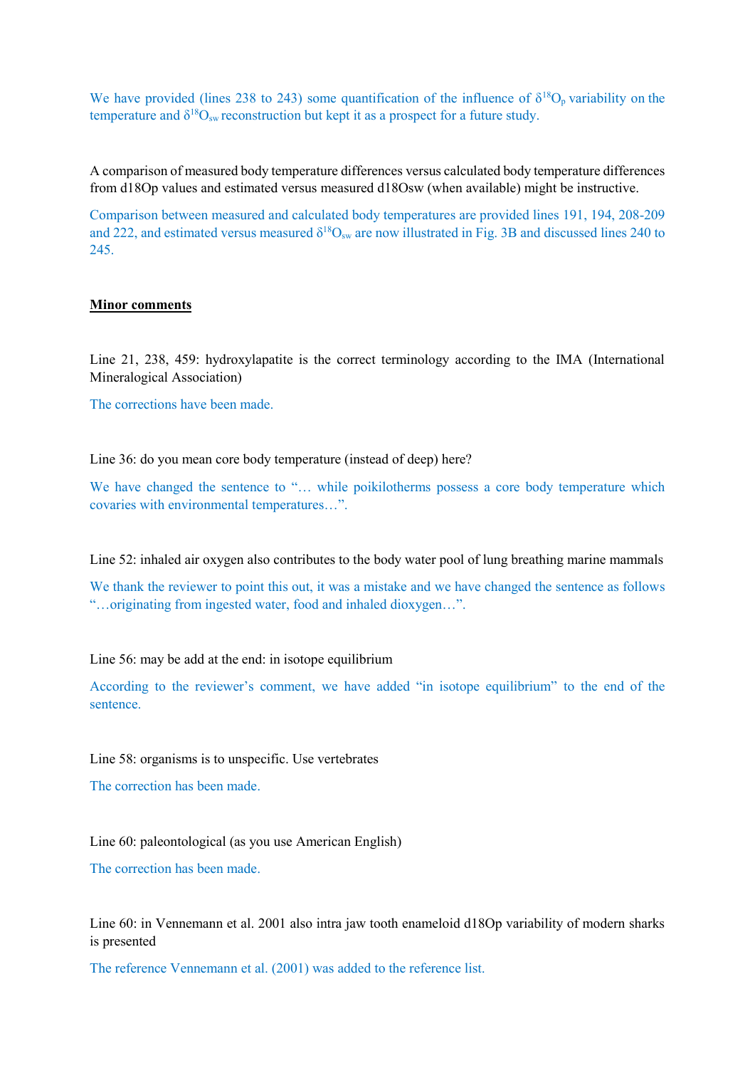We have provided (lines 238 to 243) some quantification of the influence of $\delta^{18}O_p$ variability on the temperature and $\delta^{18}O_{sw}$ reconstruction but kept it as a prospect for a future study.

A comparison of measured body temperature differences versus calculated body temperature differences from d18Op values and estimated versus measured d18Osw (when available) might be instructive.

Comparison between measured and calculated body temperatures are provided lines 191, 194, 208-209 and 222, and estimated versus measured $\delta^{18}O_{sw}$ are now illustrated in Fig. 3B and discussed lines 240 to 245.

## Minor comments

Line 21, 238, 459: hydroxylapatite is the correct terminology according to the IMA (International Mineralogical Association)

The corrections have been made.

Line 36: do you mean core body temperature (instead of deep) here?

We have changed the sentence to "… while poikilotherms possess a core body temperature which covaries with environmental temperatures…".

Line 52: inhaled air oxygen also contributes to the body water pool of lung breathing marine mammals

We thank the reviewer to point this out, it was a mistake and we have changed the sentence as follows "…originating from ingested water, food and inhaled dioxygen…".

Line 56: may be add at the end: in isotope equilibrium

According to the reviewer's comment, we have added "in isotope equilibrium" to the end of the sentence.

Line 58: organisms is to unspecific. Use vertebrates

The correction has been made.

Line 60: paleontological (as you use American English)

The correction has been made.

Line 60: in Vennemann et al. 2001 also intra jaw tooth enameloid d18Op variability of modern sharks is presented

The reference Vennemann et al. (2001) was added to the reference list.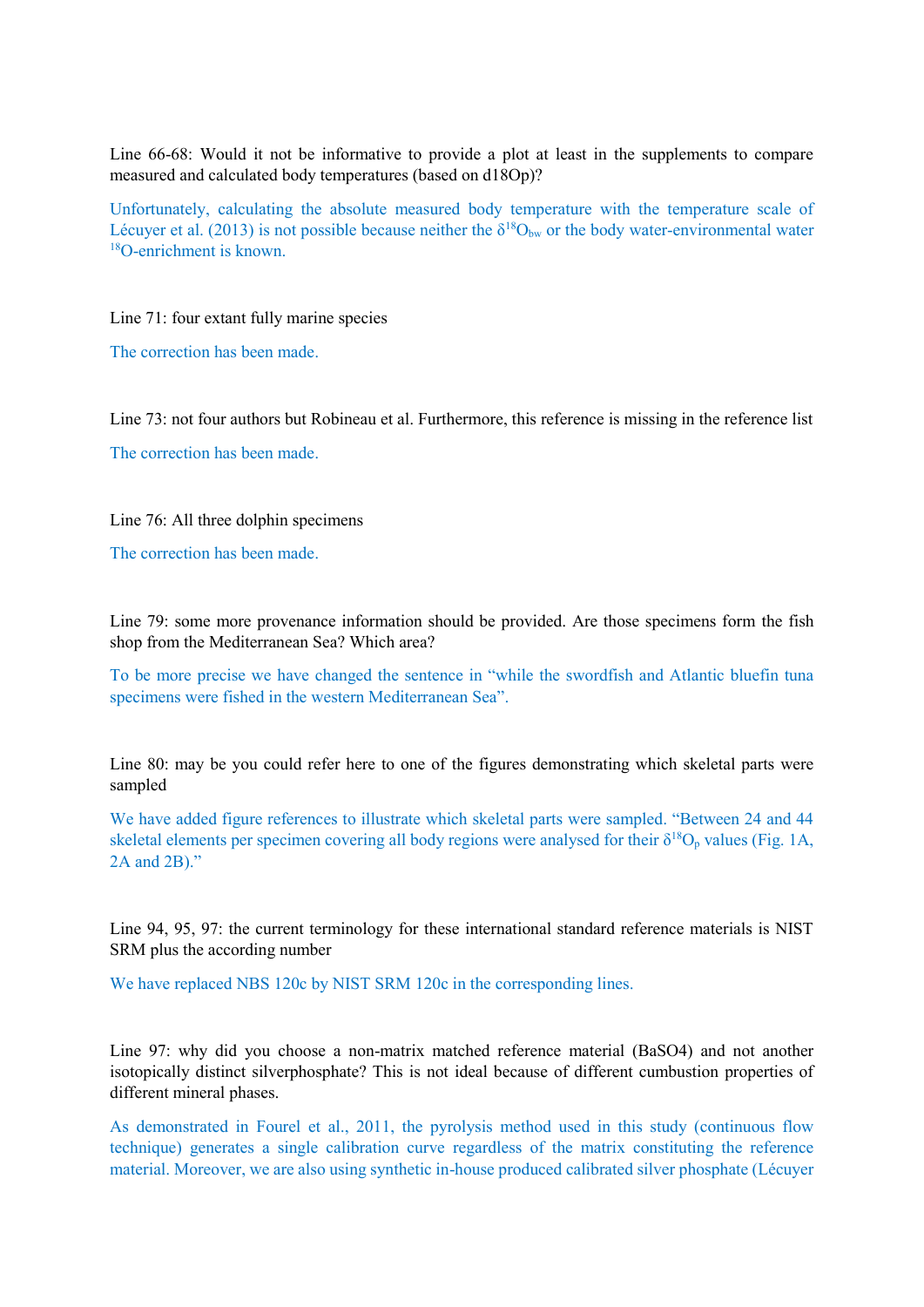Line 66-68: Would it not be informative to provide a plot at least in the supplements to compare measured and calculated body temperatures (based on d18Op)?

Unfortunately, calculating the absolute measured body temperature with the temperature scale of Lécuyer et al. (2013) is not possible because neither the $\delta^{18}O_{bw}$ or the body water-environmental water $^{18}O$-enrichment is known.

Line 71: four extant fully marine species

The correction has been made.

Line 73: not four authors but Robineau et al. Furthermore, this reference is missing in the reference list

The correction has been made.

Line 76: All three dolphin specimens

The correction has been made.

Line 79: some more provenance information should be provided. Are those specimens form the fish shop from the Mediterranean Sea? Which area?

To be more precise we have changed the sentence in "while the swordfish and Atlantic bluefin tuna specimens were fished in the western Mediterranean Sea".

Line 80: may be you could refer here to one of the figures demonstrating which skeletal parts were sampled

We have added figure references to illustrate which skeletal parts were sampled. "Between 24 and 44 skeletal elements per specimen covering all body regions were analysed for their $\delta^{18}O_p$ values (Fig. 1A, 2A and 2B)."

Line 94, 95, 97: the current terminology for these international standard reference materials is NIST SRM plus the according number

We have replaced NBS 120c by NIST SRM 120c in the corresponding lines.

Line 97: why did you choose a non-matrix matched reference material ($BaSO_4$) and not another isotopically distinct silverphosphate? This is not ideal because of different cumbustion properties of different mineral phases.

As demonstrated in Fourel et al., 2011, the pyrolysis method used in this study (continuous flow technique) generates a single calibration curve regardless of the matrix constituting the reference material. Moreover, we are also using synthetic in-house produced calibrated silver phosphate (Lécuyer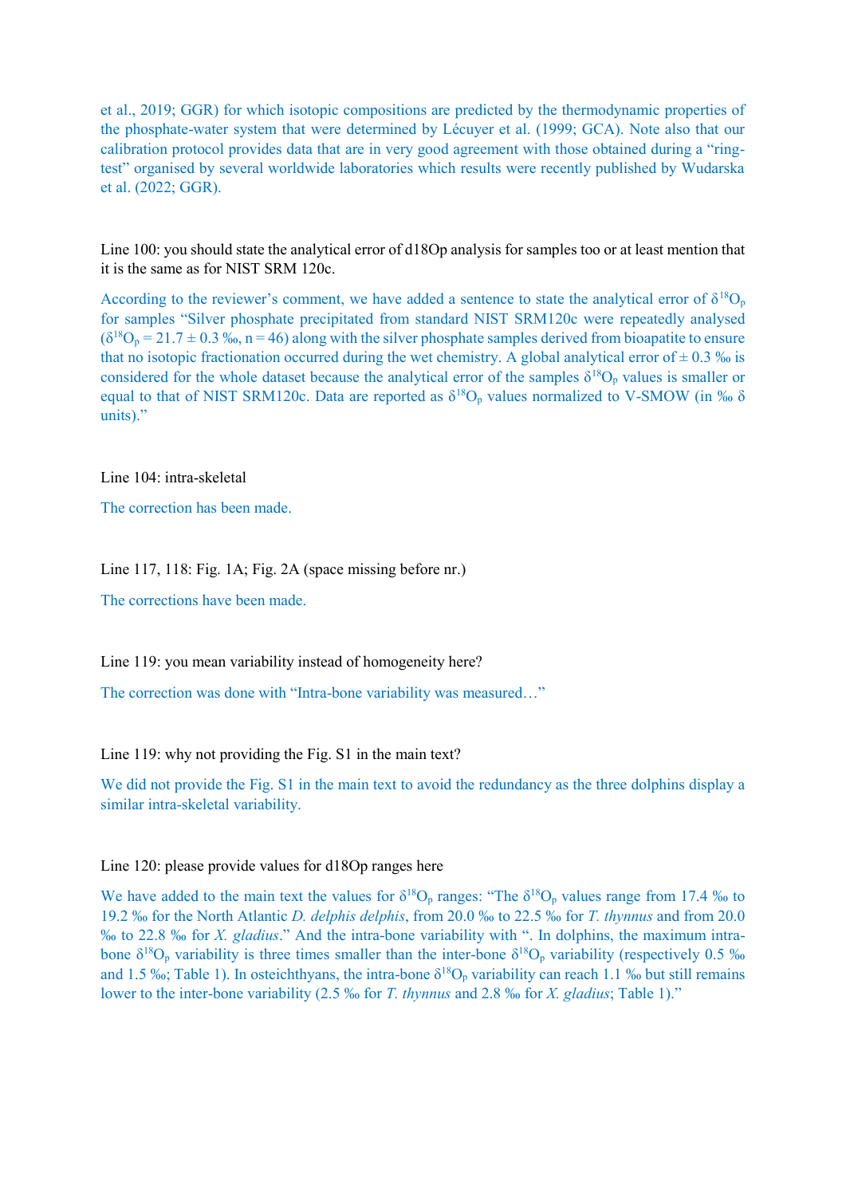et al., 2019; GGR) for which isotopic compositions are predicted by the thermodynamic properties of the phosphate-water system that were determined by Lécuyer et al. (1999; GCA). Note also that our calibration protocol provides data that are in very good agreement with those obtained during a "ring-test" organised by several worldwide laboratories which results were recently published by Wudarska et al. (2022; GGR).

Line 100: you should state the analytical error of d18Op analysis for samples too or at least mention that it is the same as for NIST SRM 120c.

According to the reviewer's comment, we have added a sentence to state the analytical error of $\delta^{18}O_p$ for samples "Silver phosphate precipitated from standard NIST SRM120c were repeatedly analysed ($\delta^{18}O_p = 21.7 \pm 0.3$ ‰, n = 46) along with the silver phosphate samples derived from bioapatite to ensure that no isotopic fractionation occurred during the wet chemistry. A global analytical error of ± 0.3 ‰ is considered for the whole dataset because the analytical error of the samples $\delta^{18}O_p$ values is smaller or equal to that of NIST SRM120c. Data are reported as $\delta^{18}O_p$ values normalized to V-SMOW (in ‰ δ units)."

Line 104: intra-skeletal

The correction has been made.

Line 117, 118: Fig. 1A; Fig. 2A (space missing before nr.)

The corrections have been made.

Line 119: you mean variability instead of homogeneity here?

The correction was done with "Intra-bone variability was measured…"

Line 119: why not providing the Fig. S1 in the main text?

We did not provide the Fig. S1 in the main text to avoid the redundancy as the three dolphins display a similar intra-skeletal variability.

Line 120: please provide values for d18Op ranges here

We have added to the main text the values for $\delta^{18}O_p$ ranges: "The $\delta^{18}O_p$ values range from 17.4 ‰ to 19.2 ‰ for the North Atlantic *D. delphis delphis*, from 20.0 ‰ to 22.5 ‰ for *T. thynnus* and from 20.0 ‰ to 22.8 ‰ for *X. gladius*." And the intra-bone variability with ". In dolphins, the maximum intra-bone $\delta^{18}O_p$ variability is three times smaller than the inter-bone $\delta^{18}O_p$ variability (respectively 0.5 ‰ and 1.5 ‰; Table 1). In osteichthyans, the intra-bone $\delta^{18}O_p$ variability can reach 1.1 ‰ but still remains lower to the inter-bone variability (2.5 ‰ for *T. thynnus* and 2.8 ‰ for *X. gladius*; Table 1)."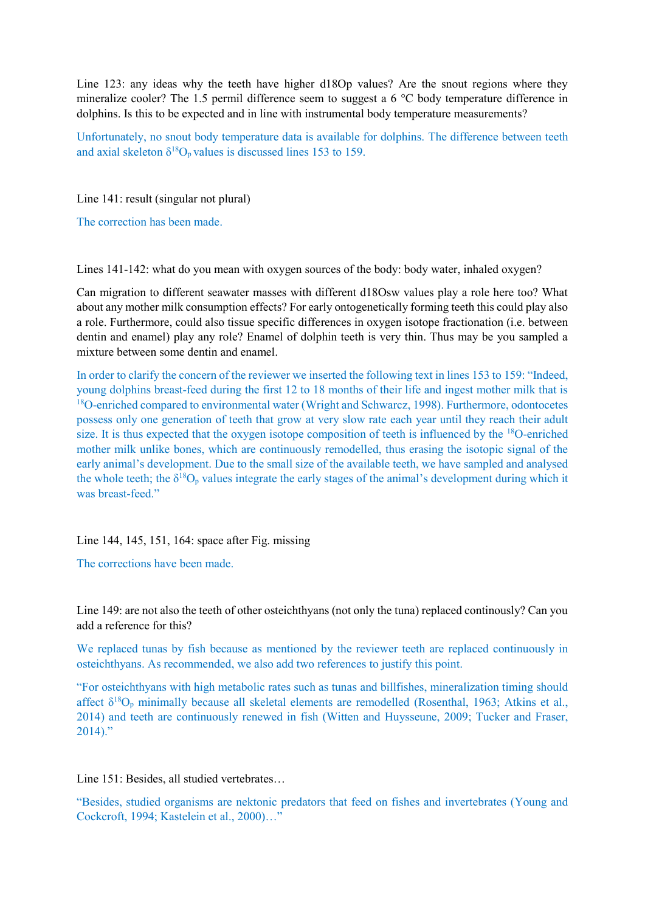Line 123: any ideas why the teeth have higher d18Op values? Are the snout regions where they mineralize cooler? The 1.5 permil difference seem to suggest a 6 °C body temperature difference in dolphins. Is this to be expected and in line with instrumental body temperature measurements?

Unfortunately, no snout body temperature data is available for dolphins. The difference between teeth and axial skeleton $\delta^{18}O_p$ values is discussed lines 153 to 159.

Line 141: result (singular not plural)

The correction has been made.

Lines 141-142: what do you mean with oxygen sources of the body: body water, inhaled oxygen?

Can migration to different seawater masses with different d18Osw values play a role here too? What about any mother milk consumption effects? For early ontogenetically forming teeth this could play also a role. Furthermore, could also tissue specific differences in oxygen isotope fractionation (i.e. between dentin and enamel) play any role? Enamel of dolphin teeth is very thin. Thus may be you sampled a mixture between some dentin and enamel.

In order to clarify the concern of the reviewer we inserted the following text in lines 153 to 159: "Indeed, young dolphins breast-feed during the first 12 to 18 months of their life and ingest mother milk that is $^{18}O$-enriched compared to environmental water (Wright and Schwarcz, 1998). Furthermore, odontocetes possess only one generation of teeth that grow at very slow rate each year until they reach their adult size. It is thus expected that the oxygen isotope composition of teeth is influenced by the $^{18}O$-enriched mother milk unlike bones, which are continuously remodelled, thus erasing the isotopic signal of the early animal's development. Due to the small size of the available teeth, we have sampled and analysed the whole teeth; the $\delta^{18}O_p$ values integrate the early stages of the animal's development during which it was breast-feed."

Line 144, 145, 151, 164: space after Fig. missing

The corrections have been made.

Line 149: are not also the teeth of other osteichthyans (not only the tuna) replaced continously? Can you add a reference for this?

We replaced tunas by fish because as mentioned by the reviewer teeth are replaced continuously in osteichthyans. As recommended, we also add two references to justify this point.

"For osteichthyans with high metabolic rates such as tunas and billfishes, mineralization timing should affect $\delta^{18}O_p$ minimally because all skeletal elements are remodelled (Rosenthal, 1963; Atkins et al., 2014) and teeth are continuously renewed in fish (Witten and Huysseune, 2009; Tucker and Fraser, 2014)."

Line 151: Besides, all studied vertebrates…

"Besides, studied organisms are nektonic predators that feed on fishes and invertebrates (Young and Cockcroft, 1994; Kastelein et al., 2000)…"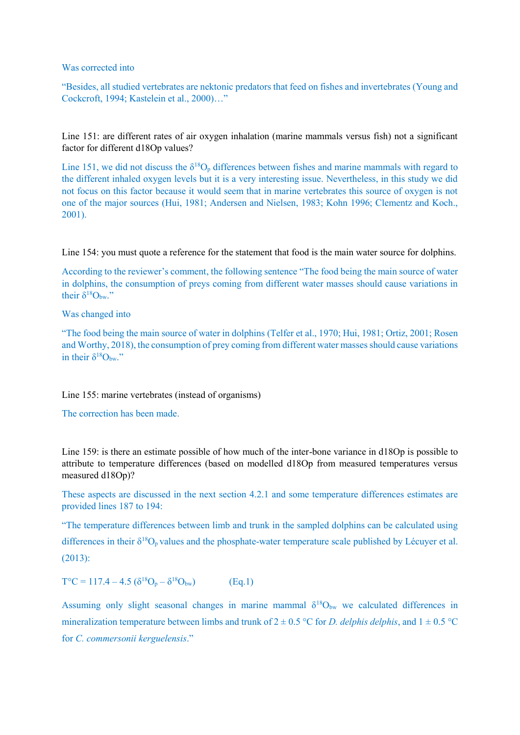Was corrected into

"Besides, all studied vertebrates are nektonic predators that feed on fishes and invertebrates (Young and Cockcroft, 1994; Kastelein et al., 2000)…"

Line 151: are different rates of air oxygen inhalation (marine mammals versus fish) not a significant factor for different d18Op values?

Line 151, we did not discuss the $\delta^{18}O_p$ differences between fishes and marine mammals with regard to the different inhaled oxygen levels but it is a very interesting issue. Nevertheless, in this study we did not focus on this factor because it would seem that in marine vertebrates this source of oxygen is not one of the major sources (Hui, 1981; Andersen and Nielsen, 1983; Kohn 1996; Clementz and Koch., 2001).

Line 154: you must quote a reference for the statement that food is the main water source for dolphins.

According to the reviewer's comment, the following sentence "The food being the main source of water in dolphins, the consumption of preys coming from different water masses should cause variations in their $\delta^{18}O_{bw}$."

Was changed into

"The food being the main source of water in dolphins (Telfer et al., 1970; Hui, 1981; Ortiz, 2001; Rosen and Worthy, 2018), the consumption of prey coming from different water masses should cause variations in their $\delta^{18}O_{bw}$."

Line 155: marine vertebrates (instead of organisms)

The correction has been made.

Line 159: is there an estimate possible of how much of the inter-bone variance in d18Op is possible to attribute to temperature differences (based on modelled d18Op from measured temperatures versus measured d18Op)?

These aspects are discussed in the next section 4.2.1 and some temperature differences estimates are provided lines 187 to 194:

"The temperature differences between limb and trunk in the sampled dolphins can be calculated using differences in their $\delta^{18}O_p$ values and the phosphate-water temperature scale published by Lécuyer et al. (2013):

$$T°C = 117.4 - 4.5\ (\delta^{18}O_p - \delta^{18}O_{bw}) \qquad \text{(Eq.1)}$$

Assuming only slight seasonal changes in marine mammal $\delta^{18}O_{bw}$ we calculated differences in mineralization temperature between limbs and trunk of $2 \pm 0.5$ °C for *D. delphis delphis*, and $1 \pm 0.5$ °C for *C. commersonii kerguelensis*."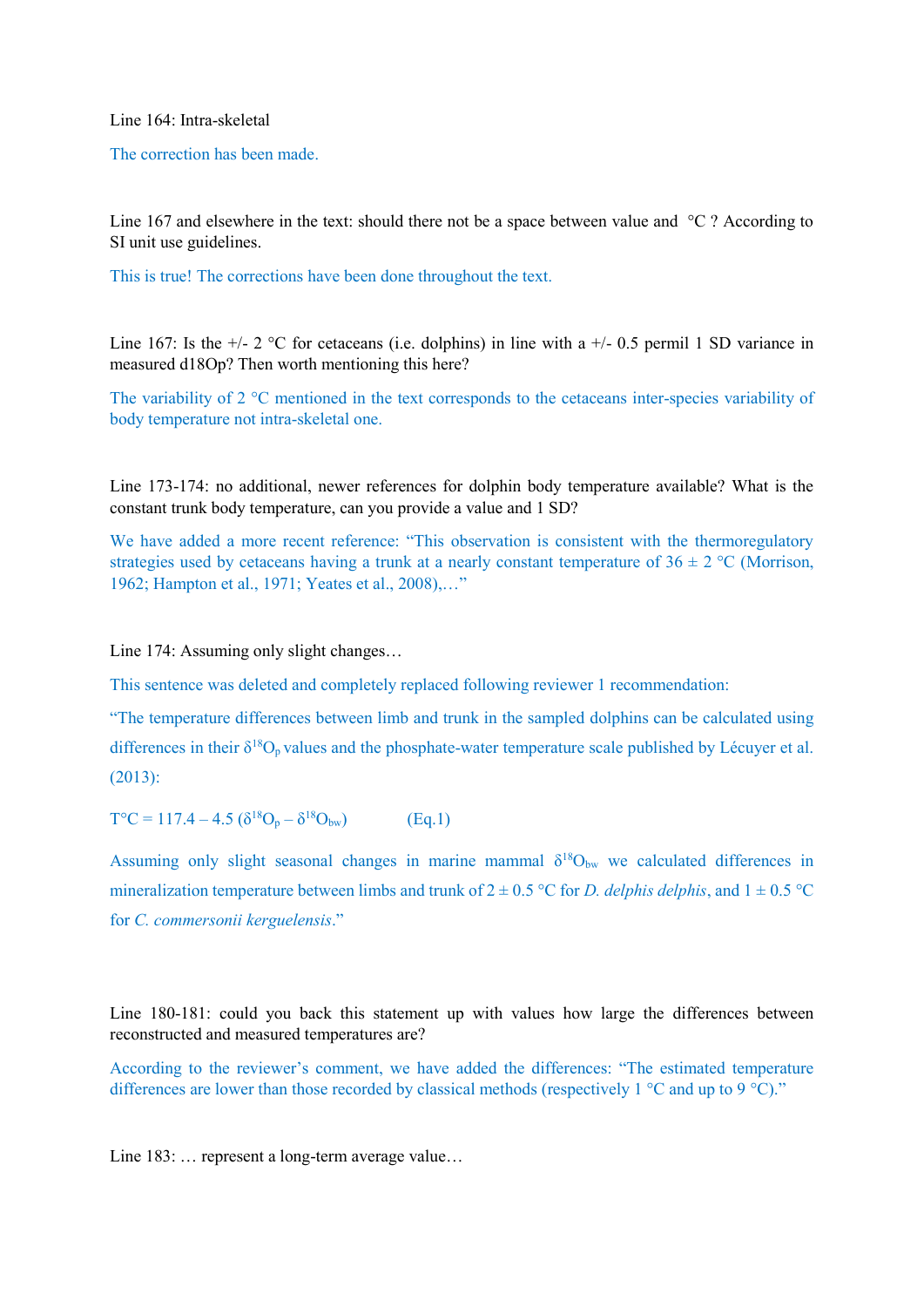Line 164: Intra-skeletal

The correction has been made.

Line 167 and elsewhere in the text: should there not be a space between value and °C ? According to SI unit use guidelines.

This is true! The corrections have been done throughout the text.

Line 167: Is the +/- 2 °C for cetaceans (i.e. dolphins) in line with a +/- 0.5 permil 1 SD variance in measured d18Op? Then worth mentioning this here?

The variability of 2 °C mentioned in the text corresponds to the cetaceans inter-species variability of body temperature not intra-skeletal one.

Line 173-174: no additional, newer references for dolphin body temperature available? What is the constant trunk body temperature, can you provide a value and 1 SD?

We have added a more recent reference: "This observation is consistent with the thermoregulatory strategies used by cetaceans having a trunk at a nearly constant temperature of 36 ± 2 °C (Morrison, 1962; Hampton et al., 1971; Yeates et al., 2008),…"

Line 174: Assuming only slight changes…

This sentence was deleted and completely replaced following reviewer 1 recommendation:

"The temperature differences between limb and trunk in the sampled dolphins can be calculated using differences in their $\delta^{18}O_p$ values and the phosphate-water temperature scale published by Lécuyer et al. (2013):

$$T°C = 117.4 - 4.5\ (\delta^{18}O_p - \delta^{18}O_{bw}) \qquad \text{(Eq.1)}$$

Assuming only slight seasonal changes in marine mammal $\delta^{18}O_{bw}$ we calculated differences in mineralization temperature between limbs and trunk of 2 ± 0.5 °C for *D. delphis delphis*, and 1 ± 0.5 °C for *C. commersonii kerguelensis*."

Line 180-181: could you back this statement up with values how large the differences between reconstructed and measured temperatures are?

According to the reviewer's comment, we have added the differences: "The estimated temperature differences are lower than those recorded by classical methods (respectively 1 °C and up to 9 °C)."

Line 183: … represent a long-term average value…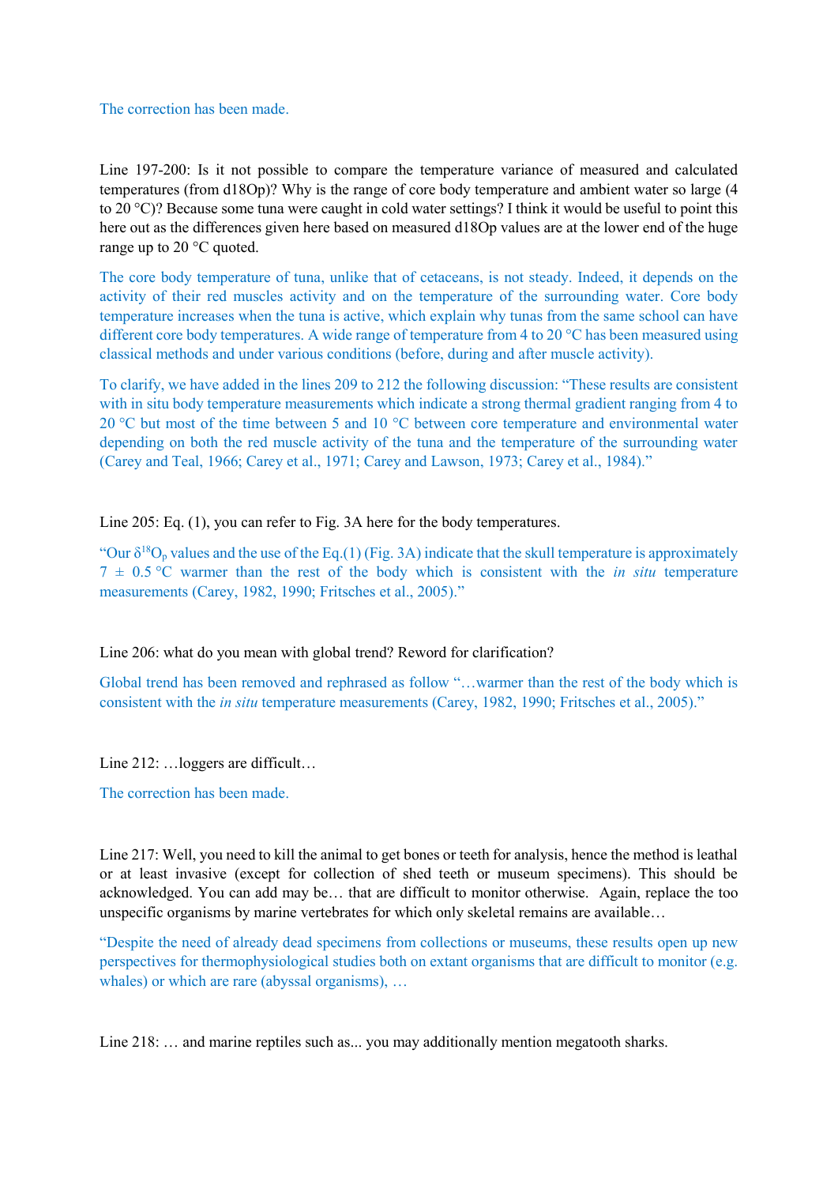The correction has been made.

Line 197-200: Is it not possible to compare the temperature variance of measured and calculated temperatures (from d18Op)? Why is the range of core body temperature and ambient water so large (4 to 20 °C)? Because some tuna were caught in cold water settings? I think it would be useful to point this here out as the differences given here based on measured d18Op values are at the lower end of the huge range up to 20 °C quoted.

The core body temperature of tuna, unlike that of cetaceans, is not steady. Indeed, it depends on the activity of their red muscles activity and on the temperature of the surrounding water. Core body temperature increases when the tuna is active, which explain why tunas from the same school can have different core body temperatures. A wide range of temperature from 4 to 20 °C has been measured using classical methods and under various conditions (before, during and after muscle activity).

To clarify, we have added in the lines 209 to 212 the following discussion: "These results are consistent with in situ body temperature measurements which indicate a strong thermal gradient ranging from 4 to 20 °C but most of the time between 5 and 10 °C between core temperature and environmental water depending on both the red muscle activity of the tuna and the temperature of the surrounding water (Carey and Teal, 1966; Carey et al., 1971; Carey and Lawson, 1973; Carey et al., 1984)."

Line 205: Eq. (1), you can refer to Fig. 3A here for the body temperatures.

"Our $\delta^{18}O_p$ values and the use of the Eq.(1) (Fig. 3A) indicate that the skull temperature is approximately 7 ± 0.5 °C warmer than the rest of the body which is consistent with the *in situ* temperature measurements (Carey, 1982, 1990; Fritsches et al., 2005)."

Line 206: what do you mean with global trend? Reword for clarification?

Global trend has been removed and rephrased as follow "…warmer than the rest of the body which is consistent with the *in situ* temperature measurements (Carey, 1982, 1990; Fritsches et al., 2005)."

Line 212: …loggers are difficult…

The correction has been made.

Line 217: Well, you need to kill the animal to get bones or teeth for analysis, hence the method is leathal or at least invasive (except for collection of shed teeth or museum specimens). This should be acknowledged. You can add may be… that are difficult to monitor otherwise. Again, replace the too unspecific organisms by marine vertebrates for which only skeletal remains are available…

"Despite the need of already dead specimens from collections or museums, these results open up new perspectives for thermophysiological studies both on extant organisms that are difficult to monitor (e.g. whales) or which are rare (abyssal organisms), …

Line 218: … and marine reptiles such as... you may additionally mention megatooth sharks.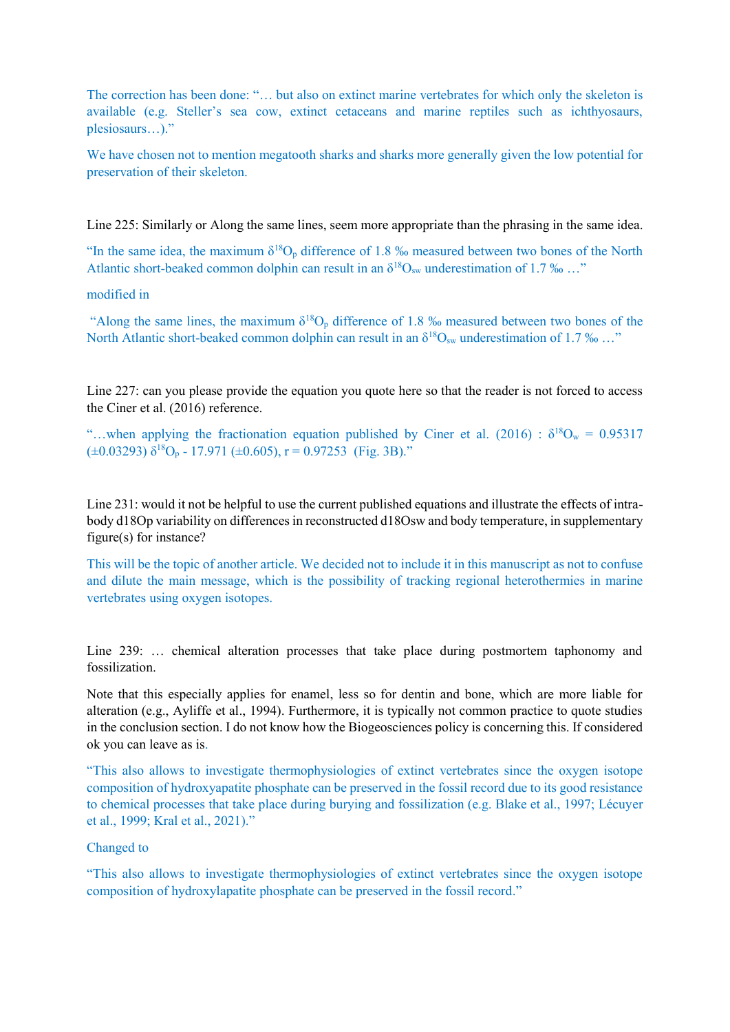The correction has been done: "… but also on extinct marine vertebrates for which only the skeleton is available (e.g. Steller's sea cow, extinct cetaceans and marine reptiles such as ichthyosaurs, plesiosaurs…)."

We have chosen not to mention megatooth sharks and sharks more generally given the low potential for preservation of their skeleton.

Line 225: Similarly or Along the same lines, seem more appropriate than the phrasing in the same idea.

"In the same idea, the maximum $\delta^{18}O_p$ difference of 1.8 ‰ measured between two bones of the North Atlantic short-beaked common dolphin can result in an $\delta^{18}O_{sw}$ underestimation of 1.7 ‰ …"

modified in

"Along the same lines, the maximum $\delta^{18}O_p$ difference of 1.8 ‰ measured between two bones of the North Atlantic short-beaked common dolphin can result in an $\delta^{18}O_{sw}$ underestimation of 1.7 ‰ …"

Line 227: can you please provide the equation you quote here so that the reader is not forced to access the Ciner et al. (2016) reference.

"…when applying the fractionation equation published by Ciner et al. (2016) : $\delta^{18}O_w = 0.95317\ (\pm0.03293)\ \delta^{18}O_p - 17.971\ (\pm0.605)$, $r = 0.97253$ (Fig. 3B)."

Line 231: would it not be helpful to use the current published equations and illustrate the effects of intra-body d18Op variability on differences in reconstructed d18Osw and body temperature, in supplementary figure(s) for instance?

This will be the topic of another article. We decided not to include it in this manuscript as not to confuse and dilute the main message, which is the possibility of tracking regional heterothermies in marine vertebrates using oxygen isotopes.

Line 239: … chemical alteration processes that take place during postmortem taphonomy and fossilization.

Note that this especially applies for enamel, less so for dentin and bone, which are more liable for alteration (e.g., Ayliffe et al., 1994). Furthermore, it is typically not common practice to quote studies in the conclusion section. I do not know how the Biogeosciences policy is concerning this. If considered ok you can leave as is.

"This also allows to investigate thermophysiologies of extinct vertebrates since the oxygen isotope composition of hydroxyapatite phosphate can be preserved in the fossil record due to its good resistance to chemical processes that take place during burying and fossilization (e.g. Blake et al., 1997; Lécuyer et al., 1999; Kral et al., 2021)."

Changed to

"This also allows to investigate thermophysiologies of extinct vertebrates since the oxygen isotope composition of hydroxylapatite phosphate can be preserved in the fossil record."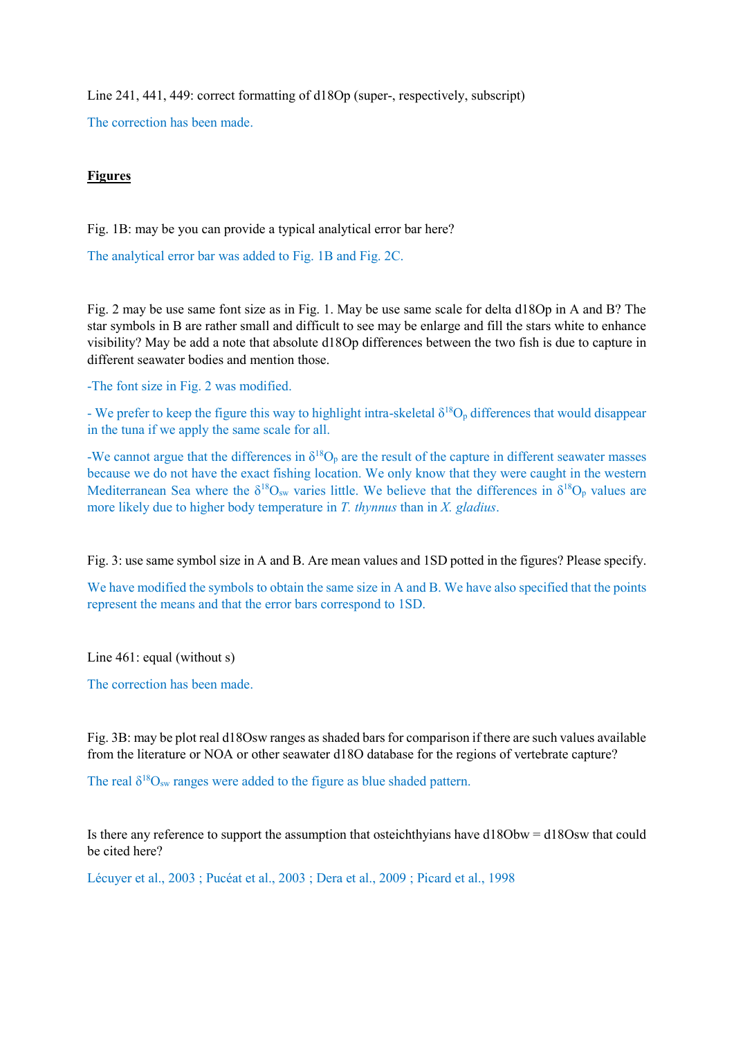Line 241, 441, 449: correct formatting of d18Op (super-, respectively, subscript)

The correction has been made.

**Figures**

Fig. 1B: may be you can provide a typical analytical error bar here?

The analytical error bar was added to Fig. 1B and Fig. 2C.

Fig. 2 may be use same font size as in Fig. 1. May be use same scale for delta d18Op in A and B? The star symbols in B are rather small and difficult to see may be enlarge and fill the stars white to enhance visibility? May be add a note that absolute d18Op differences between the two fish is due to capture in different seawater bodies and mention those.

-The font size in Fig. 2 was modified.

- We prefer to keep the figure this way to highlight intra-skeletal $\delta^{18}O_p$ differences that would disappear in the tuna if we apply the same scale for all.

-We cannot argue that the differences in $\delta^{18}O_p$ are the result of the capture in different seawater masses because we do not have the exact fishing location. We only know that they were caught in the western Mediterranean Sea where the $\delta^{18}O_{sw}$ varies little. We believe that the differences in $\delta^{18}O_p$ values are more likely due to higher body temperature in *T. thynnus* than in *X. gladius*.

Fig. 3: use same symbol size in A and B. Are mean values and 1SD potted in the figures? Please specify.

We have modified the symbols to obtain the same size in A and B. We have also specified that the points represent the means and that the error bars correspond to 1SD.

Line 461: equal (without s)

The correction has been made.

Fig. 3B: may be plot real d18Osw ranges as shaded bars for comparison if there are such values available from the literature or NOA or other seawater d18O database for the regions of vertebrate capture?

The real $\delta^{18}O_{sw}$ ranges were added to the figure as blue shaded pattern.

Is there any reference to support the assumption that osteichthyians have d18Obw = d18Osw that could be cited here?

Lécuyer et al., 2003 ; Pucéat et al., 2003 ; Dera et al., 2009 ; Picard et al., 1998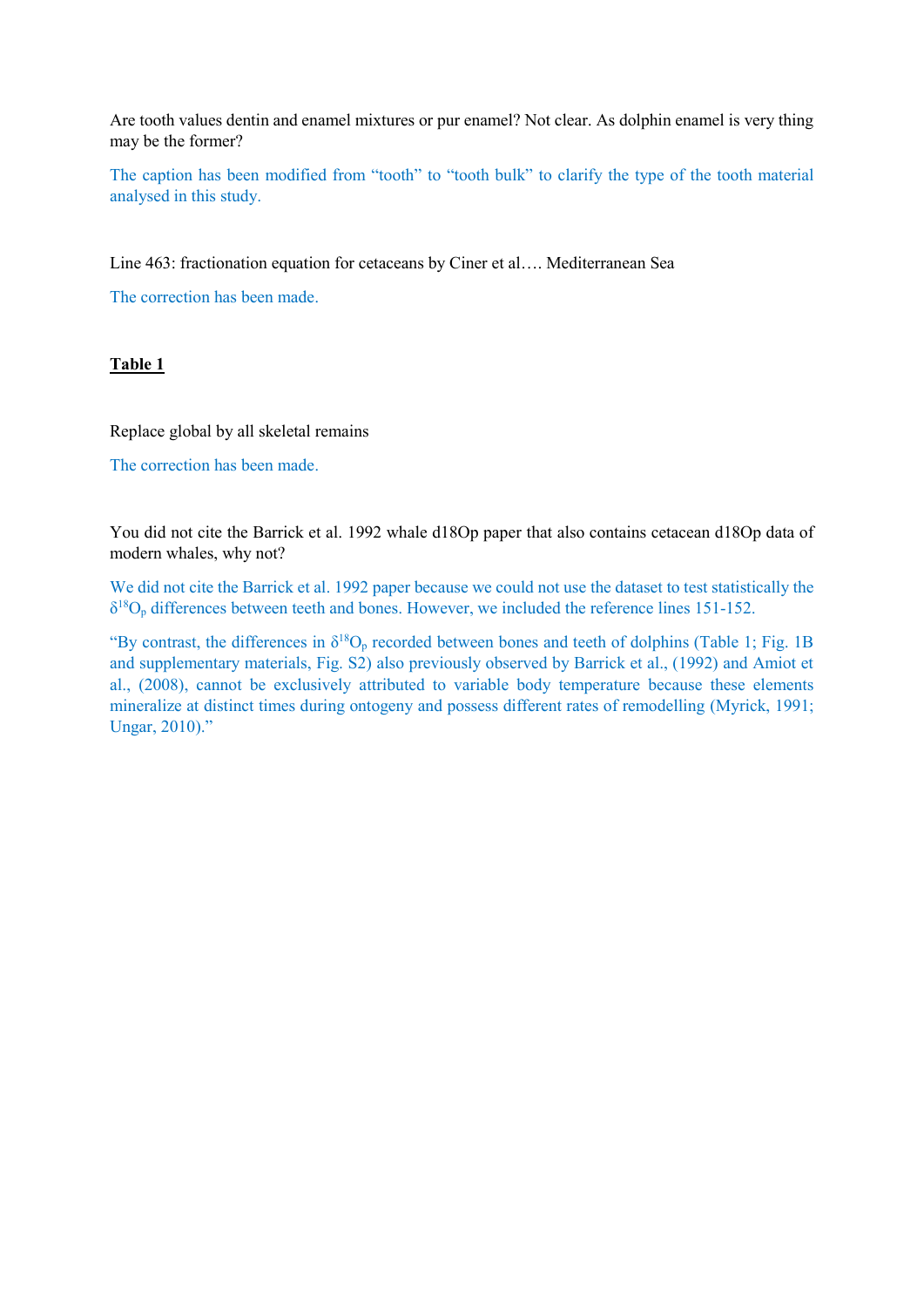Are tooth values dentin and enamel mixtures or pur enamel? Not clear. As dolphin enamel is very thing may be the former?

The caption has been modified from “tooth” to “tooth bulk” to clarify the type of the tooth material analysed in this study.

Line 463: fractionation equation for cetaceans by Ciner et al…. Mediterranean Sea

The correction has been made.

**Table 1**

Replace global by all skeletal remains

The correction has been made.

You did not cite the Barrick et al. 1992 whale d18Op paper that also contains cetacean d18Op data of modern whales, why not?

We did not cite the Barrick et al. 1992 paper because we could not use the dataset to test statistically the $\delta^{18}O_p$ differences between teeth and bones. However, we included the reference lines 151-152.

“By contrast, the differences in $\delta^{18}O_p$ recorded between bones and teeth of dolphins (Table 1; Fig. 1B and supplementary materials, Fig. S2) also previously observed by Barrick et al., (1992) and Amiot et al., (2008), cannot be exclusively attributed to variable body temperature because these elements mineralize at distinct times during ontogeny and possess different rates of remodelling (Myrick, 1991; Ungar, 2010).”